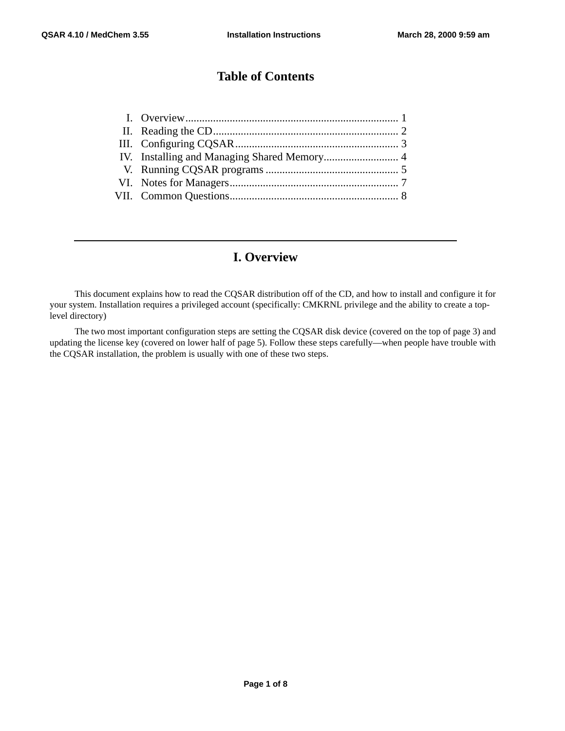# Table of Contents

| | | |
|---|---|---|
| I. | Overview | 1 |
| II. | Reading the CD | 2 |
| III. | Configuring CQSAR | 3 |
| IV. | Installing and Managing Shared Memory | 4 |
| V. | Running CQSAR programs | 5 |
| VI. | Notes for Managers | 7 |
| VII. | Common Questions | 8 |

---

# I. Overview

This document explains how to read the CQSAR distribution off of the CD, and how to install and configure it for your system. Installation requires a privileged account (specifically: CMKRNL privilege and the ability to create a top-level directory)

The two most important configuration steps are setting the CQSAR disk device (covered on the top of page 3) and updating the license key (covered on lower half of page 5). Follow these steps carefully—when people have trouble with the CQSAR installation, the problem is usually with one of these two steps.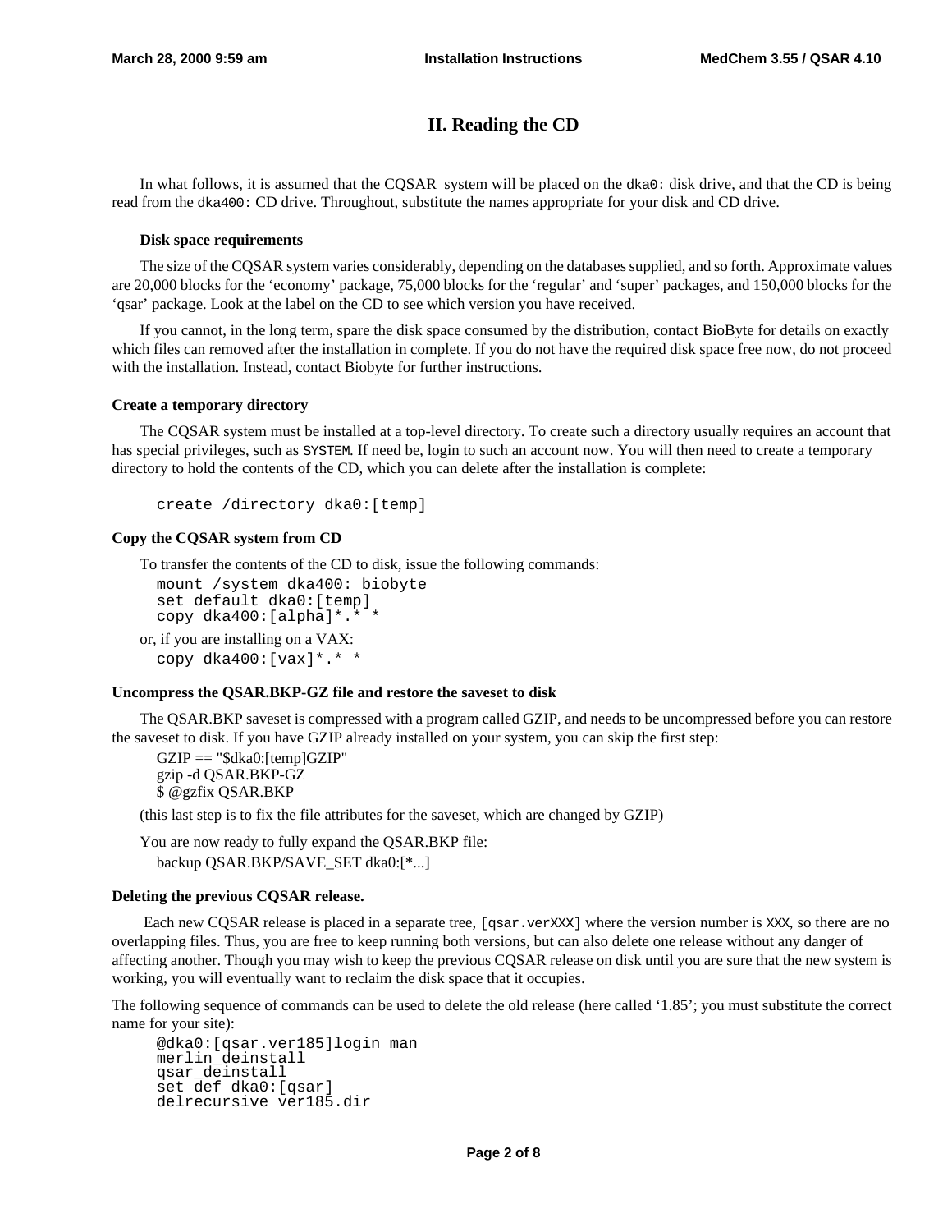## II. Reading the CD

In what follows, it is assumed that the CQSAR system will be placed on the `dka0:` disk drive, and that the CD is being read from the `dka400:` CD drive. Throughout, substitute the names appropriate for your disk and CD drive.

#### Disk space requirements

The size of the CQSAR system varies considerably, depending on the databases supplied, and so forth. Approximate values are 20,000 blocks for the 'economy' package, 75,000 blocks for the 'regular' and 'super' packages, and 150,000 blocks for the 'qsar' package. Look at the label on the CD to see which version you have received.

If you cannot, in the long term, spare the disk space consumed by the distribution, contact BioByte for details on exactly which files can removed after the installation in complete. If you do not have the required disk space free now, do not proceed with the installation. Instead, contact Biobyte for further instructions.

### Create a temporary directory

The CQSAR system must be installed at a top-level directory. To create such a directory usually requires an account that has special privileges, such as `SYSTEM`. If need be, login to such an account now. You will then need to create a temporary directory to hold the contents of the CD, which you can delete after the installation is complete:

```
create /directory dka0:[temp]
```

### Copy the CQSAR system from CD

To transfer the contents of the CD to disk, issue the following commands:

```
mount /system dka400: biobyte
set default dka0:[temp]
copy dka400:[alpha]*.* *
```

or, if you are installing on a VAX:

```
copy dka400:[vax]*.* *
```

### Uncompress the QSAR.BKP-GZ file and restore the saveset to disk

The QSAR.BKP saveset is compressed with a program called GZIP, and needs to be uncompressed before you can restore the saveset to disk. If you have GZIP already installed on your system, you can skip the first step:

```
GZIP == "$dka0:[temp]GZIP"
gzip -d QSAR.BKP-GZ
$ @gzfix QSAR.BKP
```

(this last step is to fix the file attributes for the saveset, which are changed by GZIP)

You are now ready to fully expand the QSAR.BKP file:

```
backup QSAR.BKP/SAVE_SET dka0:[*...]
```

### Deleting the previous CQSAR release.

Each new CQSAR release is placed in a separate tree, `[qsar.verXXX]` where the version number is `XXX`, so there are no overlapping files. Thus, you are free to keep running both versions, but can also delete one release without any danger of affecting another. Though you may wish to keep the previous CQSAR release on disk until you are sure that the new system is working, you will eventually want to reclaim the disk space that it occupies.

The following sequence of commands can be used to delete the old release (here called '1.85'; you must substitute the correct name for your site):

```
@dka0:[qsar.ver185]login man
merlin_deinstall
qsar_deinstall
set def dka0:[qsar]
delrecursive ver185.dir
```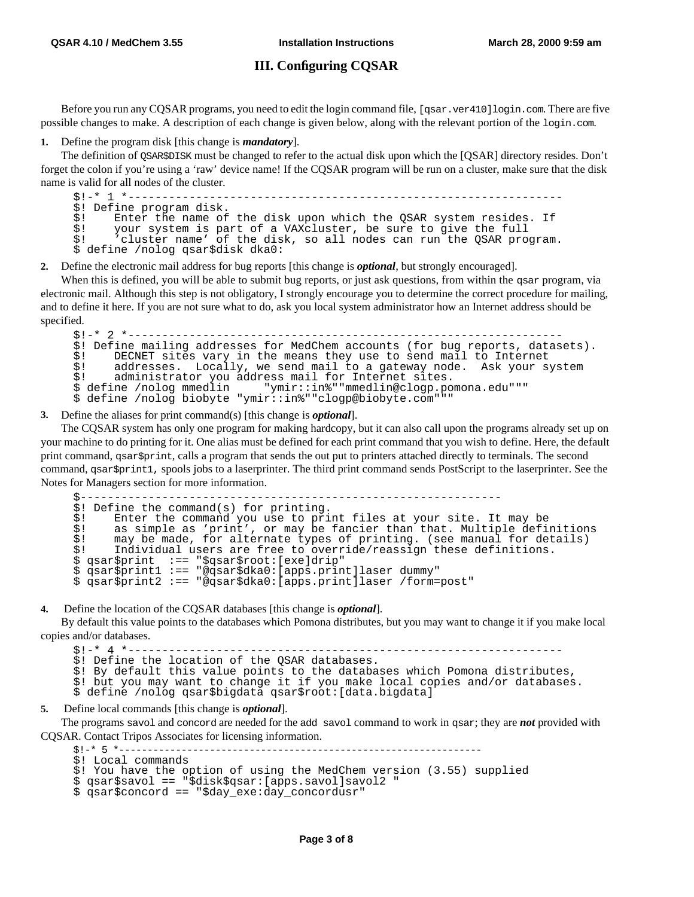## III. Configuring CQSAR

Before you run any CQSAR programs, you need to edit the login command file, `[qsar.ver410]login.com`. There are five possible changes to make. A description of each change is given below, along with the relevant portion of the `login.com`.

**1.** Define the program disk [this change is ***mandatory***].

The definition of `QSAR$DISK` must be changed to refer to the actual disk upon which the [QSAR] directory resides. Don't forget the colon if you're using a 'raw' device name! If the CQSAR program will be run on a cluster, make sure that the disk name is valid for all nodes of the cluster.

```
$!-* 1 *-----------------------------------------------------------------
$! Define program disk.
$!    Enter the name of the disk upon which the QSAR system resides. If
$!    your system is part of a VAXcluster, be sure to give the full
$!    'cluster name' of the disk, so all nodes can run the QSAR program.
$ define /nolog qsar$disk dka0:
```

**2.** Define the electronic mail address for bug reports [this change is ***optional***, but strongly encouraged].

When this is defined, you will be able to submit bug reports, or just ask questions, from within the `qsar` program, via electronic mail. Although this step is not obligatory, I strongly encourage you to determine the correct procedure for mailing, and to define it here. If you are not sure what to do, ask you local system administrator how an Internet address should be specified.

```
$!-* 2 *-----------------------------------------------------------------
$! Define mailing addresses for MedChem accounts (for bug reports, datasets).
$!    DECNET sites vary in the means they use to send mail to Internet
$!    addresses.  Locally, we send mail to a gateway node.  Ask your system
$!    administrator you address mail for Internet sites.
$ define /nolog mmedlin     "ymir::in%""mmedlin@clogp.pomona.edu"""
$ define /nolog biobyte "ymir::in%""clogp@biobyte.com"""
```

**3.** Define the aliases for print command(s) [this change is ***optional***].

The CQSAR system has only one program for making hardcopy, but it can also call upon the programs already set up on your machine to do printing for it. One alias must be defined for each print command that you wish to define. Here, the default print command, `qsar$print`, calls a program that sends the out put to printers attached directly to terminals. The second command, `qsar$print1`, spools jobs to a laserprinter. The third print command sends PostScript to the laserprinter. See the Notes for Managers section for more information.

```
$-------------------------------------------------------------
$! Define the command(s) for printing.
$!    Enter the command you use to print files at your site. It may be
$!    as simple as 'print', or may be fancier than that. Multiple definitions
$!    may be made, for alternate types of printing. (see manual for details)
$!    Individual users are free to override/reassign these definitions.
$ qsar$print  :== "$qsar$root:[exe]drip"
$ qsar$print1 :== "@qsar$dka0:[apps.print]laser dummy"
$ qsar$print2 :== "@qsar$dka0:[apps.print]laser /form=post"
```

**4.** Define the location of the CQSAR databases [this change is ***optional***].

By default this value points to the databases which Pomona distributes, but you may want to change it if you make local copies and/or databases.

```
$!-* 4 *-----------------------------------------------------------------
$! Define the location of the QSAR databases.
$! By default this value points to the databases which Pomona distributes,
$! but you may want to change it if you make local copies and/or databases.
$ define /nolog qsar$bigdata qsar$root:[data.bigdata]
```

**5.** Define local commands [this change is ***optional***].

The programs `savol` and `concord` are needed for the `add savol` command to work in `qsar`; they are ***not*** provided with CQSAR. Contact Tripos Associates for licensing information.

```
$!-* 5 *-------------------------------------------------------------
$! Local commands
$! You have the option of using the MedChem version (3.55) supplied
$ qsar$savol == "$disk$qsar:[apps.savol]savol2 "
$ qsar$concord == "$day_exe:day_concordusr"
```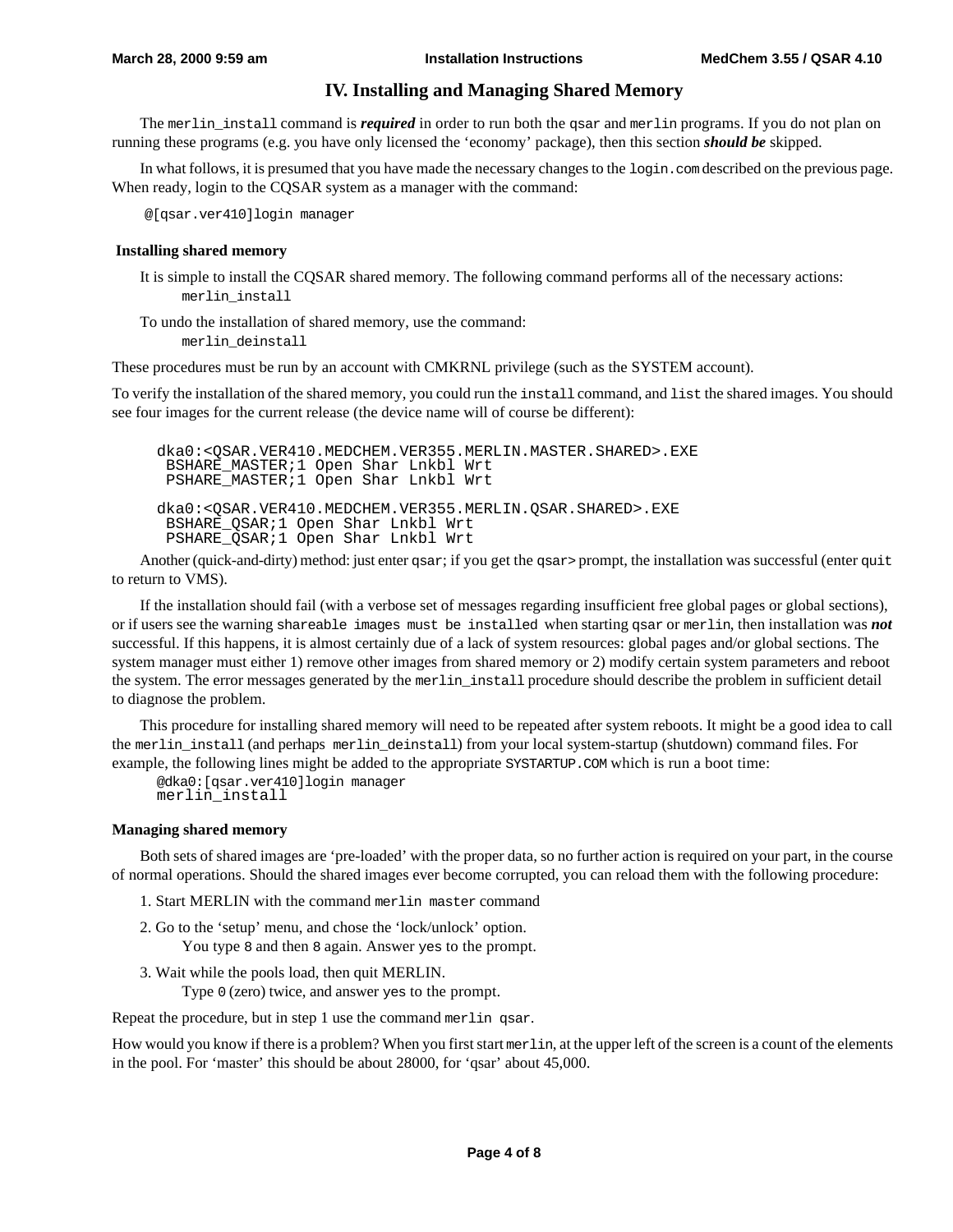# IV. Installing and Managing Shared Memory

The `merlin_install` command is ***required*** in order to run both the `qsar` and `merlin` programs. If you do not plan on running these programs (e.g. you have only licensed the 'economy' package), then this section ***should be*** skipped.

In what follows, it is presumed that you have made the necessary changes to the `login.com` described on the previous page. When ready, login to the CQSAR system as a manager with the command:

```
@[qsar.ver410]login manager
```

### Installing shared memory

It is simple to install the CQSAR shared memory. The following command performs all of the necessary actions:

```
merlin_install
```

To undo the installation of shared memory, use the command:

```
merlin_deinstall
```

These procedures must be run by an account with CMKRNL privilege (such as the SYSTEM account).

To verify the installation of the shared memory, you could run the `install` command, and `list` the shared images. You should see four images for the current release (the device name will of course be different):

```
dka0:<QSAR.VER410.MEDCHEM.VER355.MERLIN.MASTER.SHARED>.EXE
 BSHARE_MASTER;1 Open Shar Lnkbl Wrt
 PSHARE_MASTER;1 Open Shar Lnkbl Wrt

dka0:<QSAR.VER410.MEDCHEM.VER355.MERLIN.QSAR.SHARED>.EXE
 BSHARE_QSAR;1 Open Shar Lnkbl Wrt
 PSHARE_QSAR;1 Open Shar Lnkbl Wrt
```

Another (quick-and-dirty) method: just enter `qsar`; if you get the `qsar>` prompt, the installation was successful (enter `quit` to return to VMS).

If the installation should fail (with a verbose set of messages regarding insufficient free global pages or global sections), or if users see the warning `shareable images must be installed` when starting `qsar` or `merlin`, then installation was ***not*** successful. If this happens, it is almost certainly due of a lack of system resources: global pages and/or global sections. The system manager must either 1) remove other images from shared memory or 2) modify certain system parameters and reboot the system. The error messages generated by the `merlin_install` procedure should describe the problem in sufficient detail to diagnose the problem.

This procedure for installing shared memory will need to be repeated after system reboots. It might be a good idea to call the `merlin_install` (and perhaps `merlin_deinstall`) from your local system-startup (shutdown) command files. For example, the following lines might be added to the appropriate `SYSTARTUP.COM` which is run a boot time:

```
@dka0:[qsar.ver410]login manager
merlin_install
```

### Managing shared memory

Both sets of shared images are 'pre-loaded' with the proper data, so no further action is required on your part, in the course of normal operations. Should the shared images ever become corrupted, you can reload them with the following procedure:

1. Start MERLIN with the command `merlin master` command
2. Go to the 'setup' menu, and chose the 'lock/unlock' option.
   You type `8` and then `8` again. Answer `yes` to the prompt.
3. Wait while the pools load, then quit MERLIN.
   Type `0` (zero) twice, and answer `yes` to the prompt.

Repeat the procedure, but in step 1 use the command `merlin qsar`.

How would you know if there is a problem? When you first start `merlin`, at the upper left of the screen is a count of the elements in the pool. For 'master' this should be about 28000, for 'qsar' about 45,000.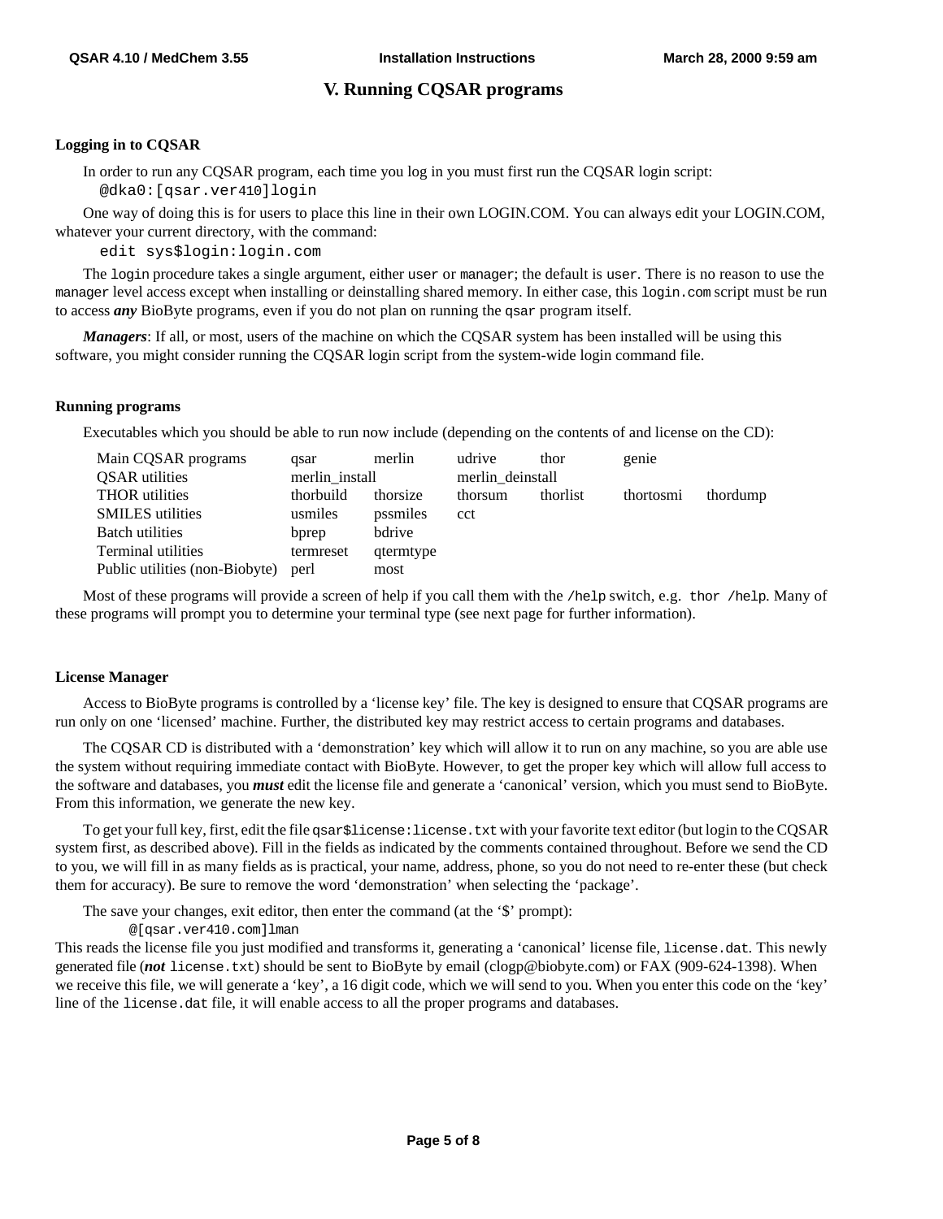# V. Running CQSAR programs

### Logging in to CQSAR

In order to run any CQSAR program, each time you log in you must first run the CQSAR login script:

```
@dka0:[qsar.ver410]login
```

One way of doing this is for users to place this line in their own LOGIN.COM. You can always edit your LOGIN.COM, whatever your current directory, with the command:

```
edit sys$login:login.com
```

The `login` procedure takes a single argument, either `user` or `manager`; the default is `user`. There is no reason to use the `manager` level access except when installing or deinstalling shared memory. In either case, this `login.com` script must be run to access ***any*** BioByte programs, even if you do not plan on running the `qsar` program itself.

***Managers***: If all, or most, users of the machine on which the CQSAR system has been installed will be using this software, you might consider running the CQSAR login script from the system-wide login command file.

### Running programs

Executables which you should be able to run now include (depending on the contents of and license on the CD):

| | | | | | | |
|---|---|---|---|---|---|---|
| Main CQSAR programs | qsar | merlin | udrive | thor | genie | |
| QSAR utilities | merlin_install | | merlin_deinstall | | | |
| THOR utilities | thorbuild | thorsize | thorsum | thorlist | thortosmi | thordump |
| SMILES utilities | usmiles | pssmiles | cct | | | |
| Batch utilities | bprep | bdrive | | | | |
| Terminal utilities | termreset | qtermtype | | | | |
| Public utilities (non-Biobyte) | perl | most | | | | |

Most of these programs will provide a screen of help if you call them with the `/help` switch, e.g. `thor /help`. Many of these programs will prompt you to determine your terminal type (see next page for further information).

### License Manager

Access to BioByte programs is controlled by a 'license key' file. The key is designed to ensure that CQSAR programs are run only on one 'licensed' machine. Further, the distributed key may restrict access to certain programs and databases.

The CQSAR CD is distributed with a 'demonstration' key which will allow it to run on any machine, so you are able use the system without requiring immediate contact with BioByte. However, to get the proper key which will allow full access to the software and databases, you ***must*** edit the license file and generate a 'canonical' version, which you must send to BioByte. From this information, we generate the new key.

To get your full key, first, edit the file `qsar$license:license.txt` with your favorite text editor (but login to the CQSAR system first, as described above). Fill in the fields as indicated by the comments contained throughout. Before we send the CD to you, we will fill in as many fields as is practical, your name, address, phone, so you do not need to re-enter these (but check them for accuracy). Be sure to remove the word 'demonstration' when selecting the 'package'.

The save your changes, exit editor, then enter the command (at the '$' prompt):

```
@[qsar.ver410.com]lman
```

This reads the license file you just modified and transforms it, generating a 'canonical' license file, `license.dat`. This newly generated file (***not*** `license.txt`) should be sent to BioByte by email (clogp@biobyte.com) or FAX (909-624-1398). When we receive this file, we will generate a 'key', a 16 digit code, which we will send to you. When you enter this code on the 'key' line of the `license.dat` file, it will enable access to all the proper programs and databases.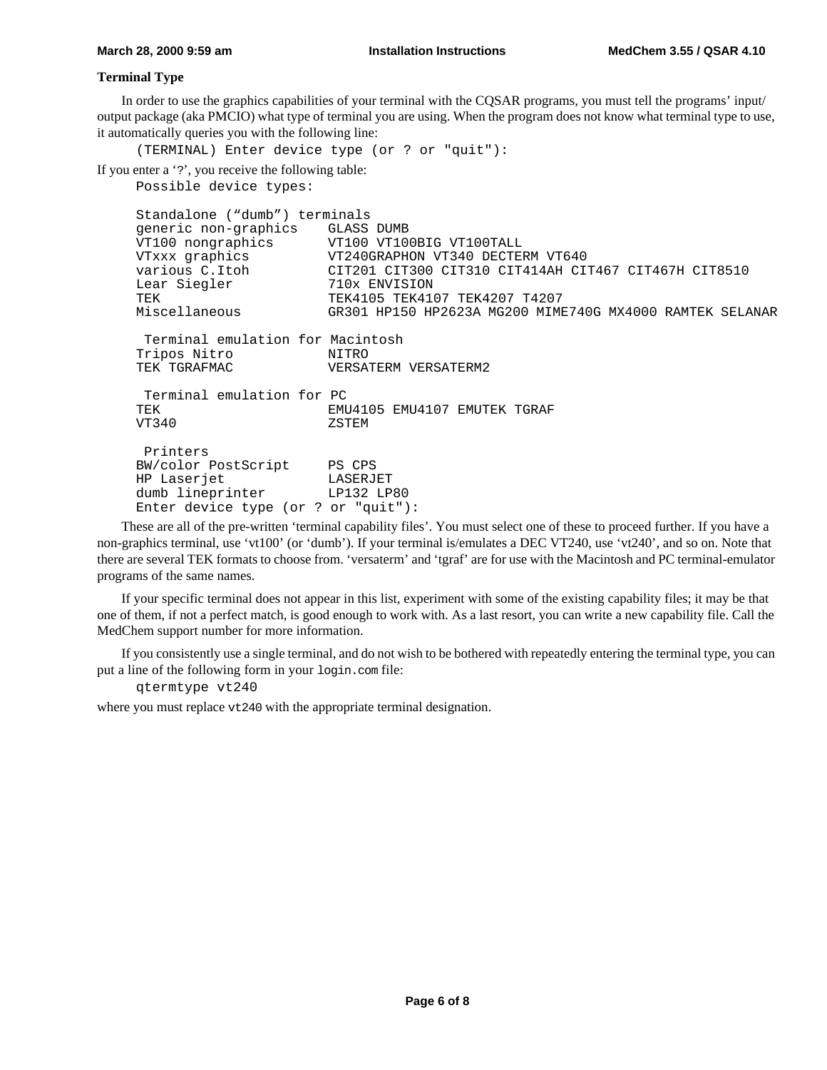### Terminal Type

In order to use the graphics capabilities of your terminal with the CQSAR programs, you must tell the programs' input/output package (aka PMCIO) what type of terminal you are using. When the program does not know what terminal type to use, it automatically queries you with the following line:

```
(TERMINAL) Enter device type (or ? or "quit"):
```

If you enter a '?', you receive the following table:

```
Possible device types:

Standalone ("dumb") terminals
generic non-graphics    GLASS DUMB
VT100 nongraphics       VT100 VT100BIG VT100TALL
VTxxx graphics          VT240GRAPHON VT340 DECTERM VT640
various C.Itoh          CIT201 CIT300 CIT310 CIT414AH CIT467 CIT467H CIT8510
Lear Siegler            710x ENVISION
TEK                     TEK4105 TEK4107 TEK4207 T4207
Miscellaneous           GR301 HP150 HP2623A MG200 MIME740G MX4000 RAMTEK SELANAR

 Terminal emulation for Macintosh
Tripos Nitro            NITRO
TEK TGRAFMAC            VERSATERM VERSATERM2

 Terminal emulation for PC
TEK                     EMU4105 EMU4107 EMUTEK TGRAF
VT340                   ZSTEM

 Printers
BW/color PostScript     PS CPS
HP Laserjet             LASERJET
dumb lineprinter        LP132 LP80
Enter device type (or ? or "quit"):
```

These are all of the pre-written 'terminal capability files'. You must select one of these to proceed further. If you have a non-graphics terminal, use 'vt100' (or 'dumb'). If your terminal is/emulates a DEC VT240, use 'vt240', and so on. Note that there are several TEK formats to choose from. 'versaterm' and 'tgraf' are for use with the Macintosh and PC terminal-emulator programs of the same names.

If your specific terminal does not appear in this list, experiment with some of the existing capability files; it may be that one of them, if not a perfect match, is good enough to work with. As a last resort, you can write a new capability file. Call the MedChem support number for more information.

If you consistently use a single terminal, and do not wish to be bothered with repeatedly entering the terminal type, you can put a line of the following form in your `login.com` file:

```
qtermtype vt240
```

where you must replace `vt240` with the appropriate terminal designation.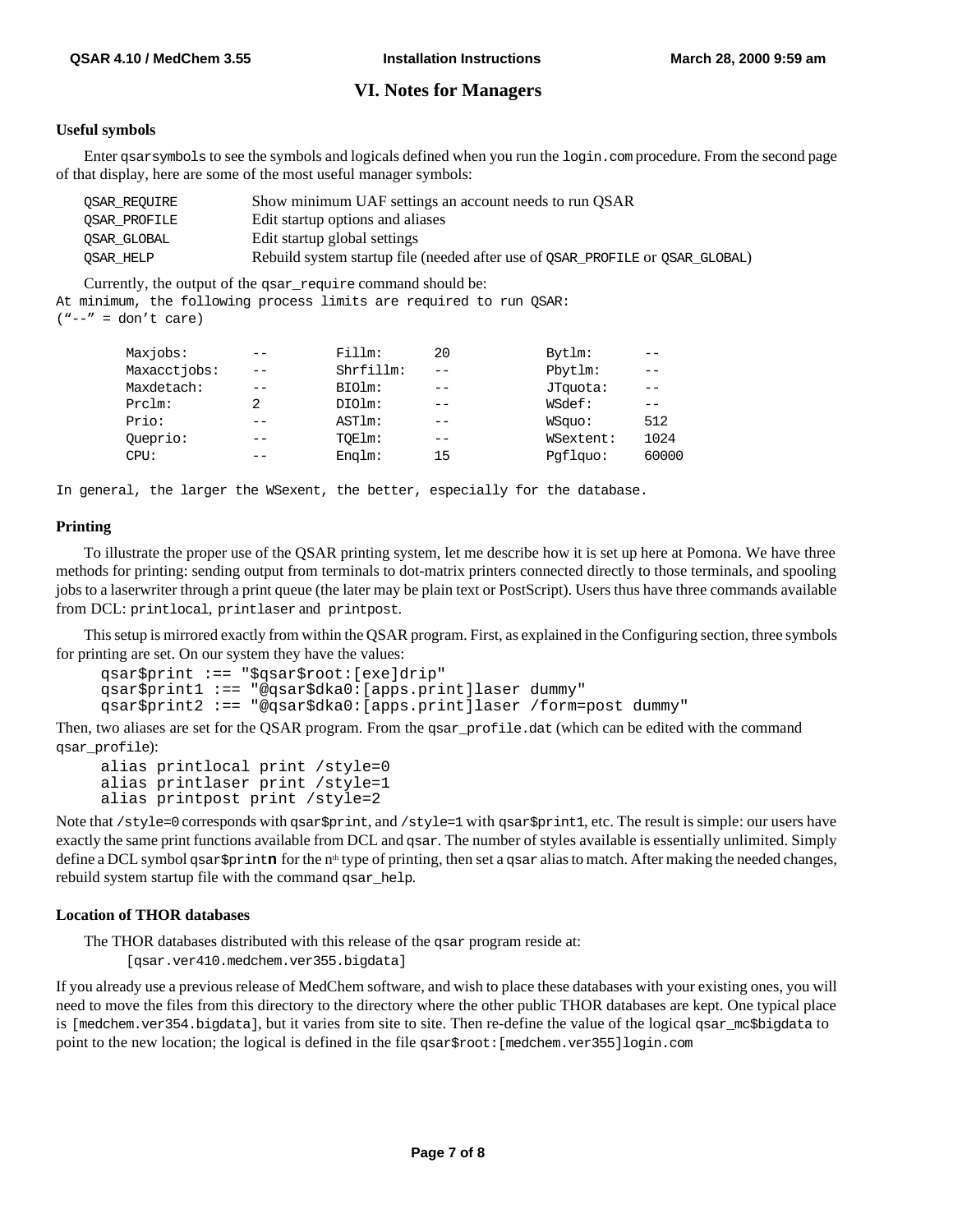# VI. Notes for Managers

### Useful symbols

Enter qsarsymbols to see the symbols and logicals defined when you run the login.com procedure. From the second page of that display, here are some of the most useful manager symbols:

| | |
|---|---|
| QSAR_REQUIRE | Show minimum UAF settings an account needs to run QSAR |
| QSAR_PROFILE | Edit startup options and aliases |
| QSAR_GLOBAL | Edit startup global settings |
| QSAR_HELP | Rebuild system startup file (needed after use of QSAR_PROFILE or QSAR_GLOBAL) |

Currently, the output of the qsar_require command should be:

```
At minimum, the following process limits are required to run QSAR:
("--" = don't care)

        Maxjobs:        --        Fillm:      20          Bytlm:      --
        Maxacctjobs:    --        Shrfillm:   --          Pbytlm:     --
        Maxdetach:      --        BIOlm:      --          JTquota:    --
        Prclm:          2         DIOlm:      --          WSdef:      --
        Prio:           --        ASTlm:      --          WSquo:      512
        Queprio:        --        TQElm:      --          WSextent:   1024
        CPU:            --        Enqlm:      15          Pgflquo:    60000

In general, the larger the WSextent, the better, especially for the database.
```

### Printing

To illustrate the proper use of the QSAR printing system, let me describe how it is set up here at Pomona. We have three methods for printing: sending output from terminals to dot-matrix printers connected directly to those terminals, and spooling jobs to a laserwriter through a print queue (the later may be plain text or PostScript). Users thus have three commands available from DCL: printlocal, printlaser and printpost.

This setup is mirrored exactly from within the QSAR program. First, as explained in the Configuring section, three symbols for printing are set. On our system they have the values:

```
qsar$print :== "$qsar$root:[exe]drip"
qsar$print1 :== "@qsar$dka0:[apps.print]laser dummy"
qsar$print2 :== "@qsar$dka0:[apps.print]laser /form=post dummy"
```

Then, two aliases are set for the QSAR program. From the qsar_profile.dat (which can be edited with the command qsar_profile):

```
alias printlocal print /style=0
alias printlaser print /style=1
alias printpost print /style=2
```

Note that /style=0 corresponds with qsar$print, and /style=1 with qsar$print1, etc. The result is simple: our users have exactly the same print functions available from DCL and qsar. The number of styles available is essentially unlimited. Simply define a DCL symbol qsar$print**n** for the n[th] type of printing, then set a qsar alias to match. After making the needed changes, rebuild system startup file with the command qsar_help.

### Location of THOR databases

The THOR databases distributed with this release of the qsar program reside at:

```
[qsar.ver410.medchem.ver355.bigdata]
```

If you already use a previous release of MedChem software, and wish to place these databases with your existing ones, you will need to move the files from this directory to the directory where the other public THOR databases are kept. One typical place is [medchem.ver354.bigdata], but it varies from site to site. Then re-define the value of the logical qsar_mc$bigdata to point to the new location; the logical is defined in the file qsar$root:[medchem.ver355]login.com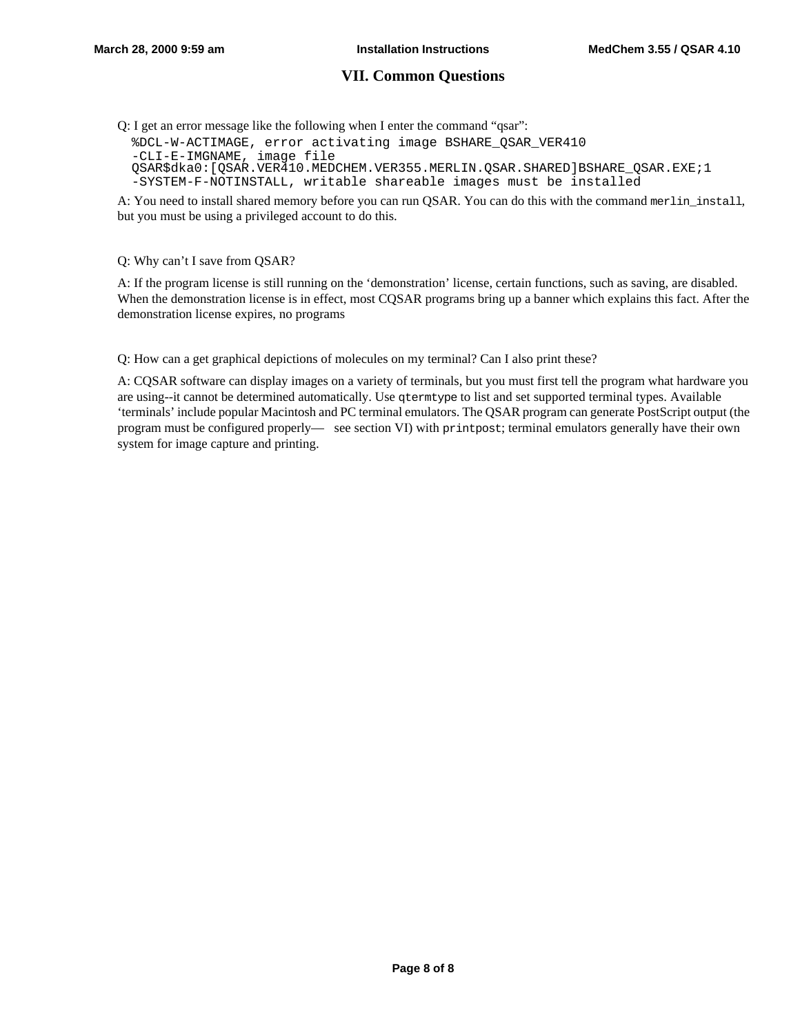# VII. Common Questions

Q: I get an error message like the following when I enter the command “qsar”:

```
%DCL-W-ACTIMAGE, error activating image BSHARE_QSAR_VER410
-CLI-E-IMGNAME, image file
QSAR$dka0:[QSAR.VER410.MEDCHEM.VER355.MERLIN.QSAR.SHARED]BSHARE_QSAR.EXE;1
-SYSTEM-F-NOTINSTALL, writable shareable images must be installed
```

A: You need to install shared memory before you can run QSAR. You can do this with the command `merlin_install`, but you must be using a privileged account to do this.

Q: Why can’t I save from QSAR?

A: If the program license is still running on the ‘demonstration’ license, certain functions, such as saving, are disabled. When the demonstration license is in effect, most CQSAR programs bring up a banner which explains this fact. After the demonstration license expires, no programs

Q: How can a get graphical depictions of molecules on my terminal? Can I also print these?

A: CQSAR software can display images on a variety of terminals, but you must first tell the program what hardware you are using--it cannot be determined automatically. Use `qtermtype` to list and set supported terminal types. Available ‘terminals’ include popular Macintosh and PC terminal emulators. The QSAR program can generate PostScript output (the program must be configured properly— see section VI) with `printpost`; terminal emulators generally have their own system for image capture and printing.